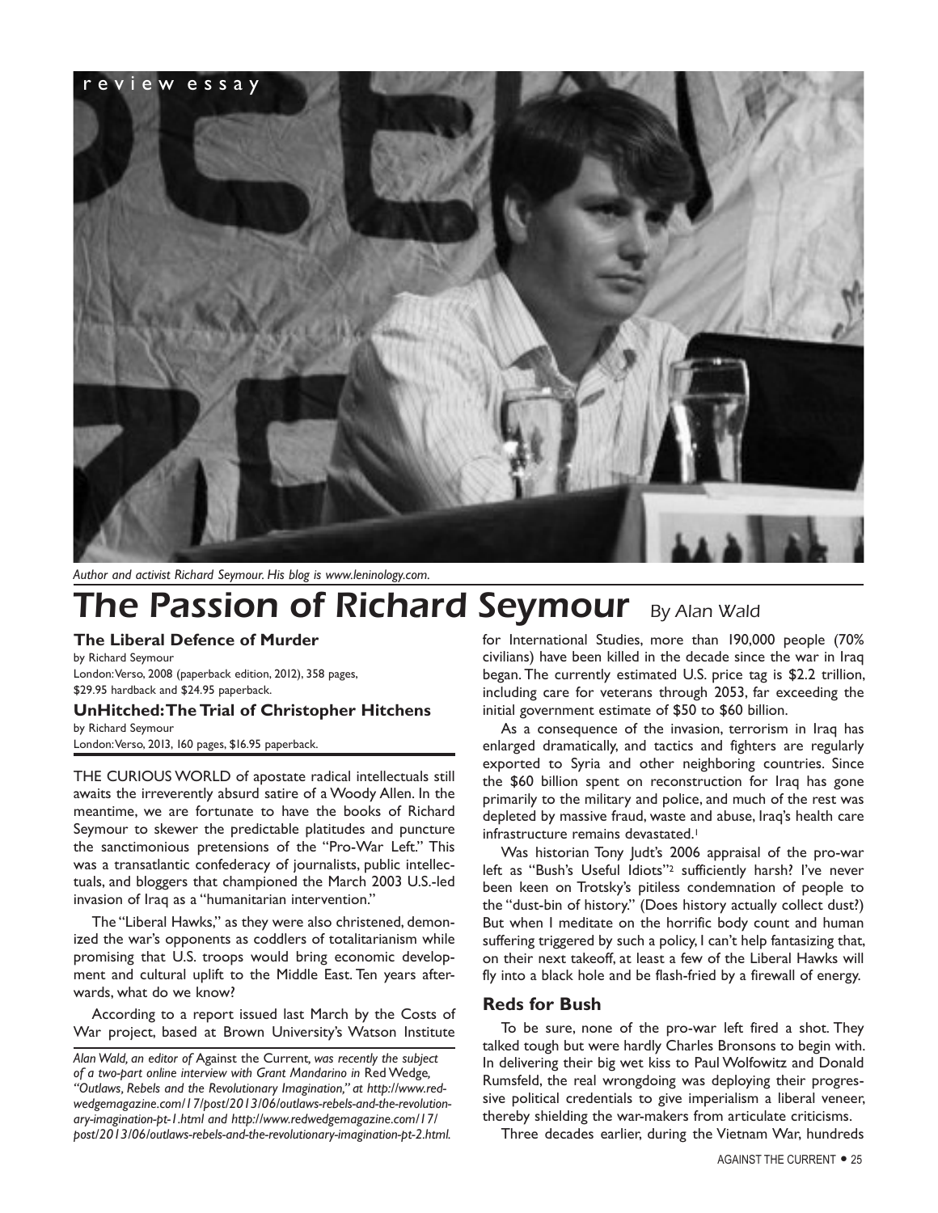review essay

*Author and activist Richard Seymour. His blog is www.leninology.com.*

# The Passion of Richard Seymour

By Alan Wald

**The Liberal Defence of Murder**
by Richard Seymour
London: Verso, 2008 (paperback edition, 2012), 358 pages, $29.95 hardback and $24.95 paperback.

**UnHitched: The Trial of Christopher Hitchens**
by Richard Seymour
London: Verso, 2013, 160 pages, $16.95 paperback.

THE CURIOUS WORLD of apostate radical intellectuals still awaits the irreverently absurd satire of a Woody Allen. In the meantime, we are fortunate to have the books of Richard Seymour to skewer the predictable platitudes and puncture the sanctimonious pretensions of the "Pro-War Left." This was a transatlantic confederacy of journalists, public intellectuals, and bloggers that championed the March 2003 U.S.-led invasion of Iraq as a "humanitarian intervention."

The "Liberal Hawks," as they were also christened, demonized the war's opponents as coddlers of totalitarianism while promising that U.S. troops would bring economic development and cultural uplift to the Middle East. Ten years afterwards, what do we know?

According to a report issued last March by the Costs of War project, based at Brown University's Watson Institute for International Studies, more than 190,000 people (70% civilians) have been killed in the decade since the war in Iraq began. The currently estimated U.S. price tag is $2.2 trillion, including care for veterans through 2053, far exceeding the initial government estimate of $50 to $60 billion.

As a consequence of the invasion, terrorism in Iraq has enlarged dramatically, and tactics and fighters are regularly exported to Syria and other neighboring countries. Since the $60 billion spent on reconstruction for Iraq has gone primarily to the military and police, and much of the rest was depleted by massive fraud, waste and abuse, Iraq's health care infrastructure remains devastated.[1]

Was historian Tony Judt's 2006 appraisal of the pro-war left as "Bush's Useful Idiots"[2] sufficiently harsh? I've never been keen on Trotsky's pitiless condemnation of people to the "dust-bin of history." (Does history actually collect dust?) But when I meditate on the horrific body count and human suffering triggered by such a policy, I can't help fantasizing that, on their next takeoff, at least a few of the Liberal Hawks will fly into a black hole and be flash-fried by a firewall of energy.

## Reds for Bush

To be sure, none of the pro-war left fired a shot. They talked tough but were hardly Charles Bronsons to begin with. In delivering their big wet kiss to Paul Wolfowitz and Donald Rumsfeld, the real wrongdoing was deploying their progressive political credentials to give imperialism a liberal veneer, thereby shielding the war-makers from articulate criticisms.

Three decades earlier, during the Vietnam War, hundreds

*Alan Wald, an editor of* Against the Current, *was recently the subject of a two-part online interview with Grant Mandarino in* Red Wedge, *"Outlaws, Rebels and the Revolutionary Imagination," at http://www.redwedgemagazine.com/17/post/2013/06/outlaws-rebels-and-the-revolutionary-imagination-pt-1.html and http://www.redwedgemagazine.com/17/post/2013/06/outlaws-rebels-and-the-revolutionary-imagination-pt-2.html.*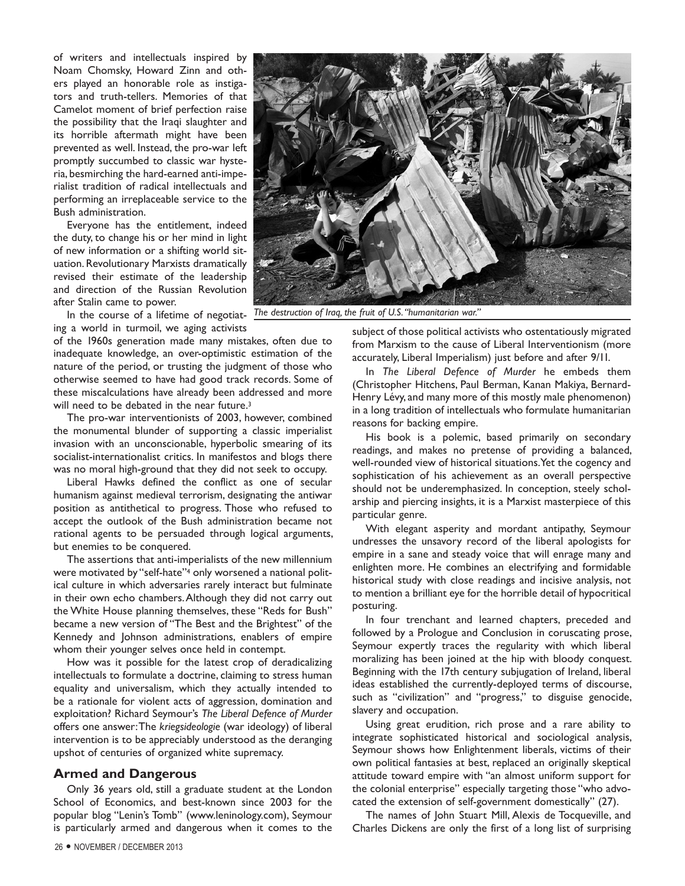of writers and intellectuals inspired by Noam Chomsky, Howard Zinn and others played an honorable role as instigators and truth-tellers. Memories of that Camelot moment of brief perfection raise the possibility that the Iraqi slaughter and its horrible aftermath might have been prevented as well. Instead, the pro-war left promptly succumbed to classic war hysteria, besmirching the hard-earned anti-imperialist tradition of radical intellectuals and performing an irreplaceable service to the Bush administration.

Everyone has the entitlement, indeed the duty, to change his or her mind in light of new information or a shifting world situation. Revolutionary Marxists dramatically revised their estimate of the leadership and direction of the Russian Revolution after Stalin came to power.

In the course of a lifetime of negotiating a world in turmoil, we aging activists of the 1960s generation made many mistakes, often due to inadequate knowledge, an over-optimistic estimation of the nature of the period, or trusting the judgment of those who otherwise seemed to have had good track records. Some of these miscalculations have already been addressed and more will need to be debated in the near future.[3]

The pro-war interventionists of 2003, however, combined the monumental blunder of supporting a classic imperialist invasion with an unconscionable, hyperbolic smearing of its socialist-internationalist critics. In manifestos and blogs there was no moral high-ground that they did not seek to occupy.

Liberal Hawks defined the conflict as one of secular humanism against medieval terrorism, designating the antiwar position as antithetical to progress. Those who refused to accept the outlook of the Bush administration became not rational agents to be persuaded through logical arguments, but enemies to be conquered.

The assertions that anti-imperialists of the new millennium were motivated by "self-hate"[4] only worsened a national political culture in which adversaries rarely interact but fulminate in their own echo chambers. Although they did not carry out the White House planning themselves, these "Reds for Bush" became a new version of "The Best and the Brightest" of the Kennedy and Johnson administrations, enablers of empire whom their younger selves once held in contempt.

How was it possible for the latest crop of deradicalizing intellectuals to formulate a doctrine, claiming to stress human equality and universalism, which they actually intended to be a rationale for violent acts of aggression, domination and exploitation? Richard Seymour's *The Liberal Defence of Murder* offers one answer: The *kriegsideologie* (war ideology) of liberal intervention is to be appreciably understood as the deranging upshot of centuries of organized white supremacy.

*The destruction of Iraq, the fruit of U.S. "humanitarian war."*

## Armed and Dangerous

Only 36 years old, still a graduate student at the London School of Economics, and best-known since 2003 for the popular blog "Lenin's Tomb" (www.leninology.com), Seymour is particularly armed and dangerous when it comes to the subject of those political activists who ostentatiously migrated from Marxism to the cause of Liberal Interventionism (more accurately, Liberal Imperialism) just before and after 9/11.

In *The Liberal Defence of Murder* he embeds them (Christopher Hitchens, Paul Berman, Kanan Makiya, Bernard-Henry Lévy, and many more of this mostly male phenomenon) in a long tradition of intellectuals who formulate humanitarian reasons for backing empire.

His book is a polemic, based primarily on secondary readings, and makes no pretense of providing a balanced, well-rounded view of historical situations. Yet the cogency and sophistication of his achievement as an overall perspective should not be underemphasized. In conception, steely scholarship and piercing insights, it is a Marxist masterpiece of this particular genre.

With elegant asperity and mordant antipathy, Seymour undresses the unsavory record of the liberal apologists for empire in a sane and steady voice that will enrage many and enlighten more. He combines an electrifying and formidable historical study with close readings and incisive analysis, not to mention a brilliant eye for the horrible detail of hypocritical posturing.

In four trenchant and learned chapters, preceded and followed by a Prologue and Conclusion in coruscating prose, Seymour expertly traces the regularity with which liberal moralizing has been joined at the hip with bloody conquest. Beginning with the 17th century subjugation of Ireland, liberal ideas established the currently-deployed terms of discourse, such as "civilization" and "progress," to disguise genocide, slavery and occupation.

Using great erudition, rich prose and a rare ability to integrate sophisticated historical and sociological analysis, Seymour shows how Enlightenment liberals, victims of their own political fantasies at best, replaced an originally skeptical attitude toward empire with "an almost uniform support for the colonial enterprise" especially targeting those "who advocated the extension of self-government domestically" (27).

The names of John Stuart Mill, Alexis de Tocqueville, and Charles Dickens are only the first of a long list of surprising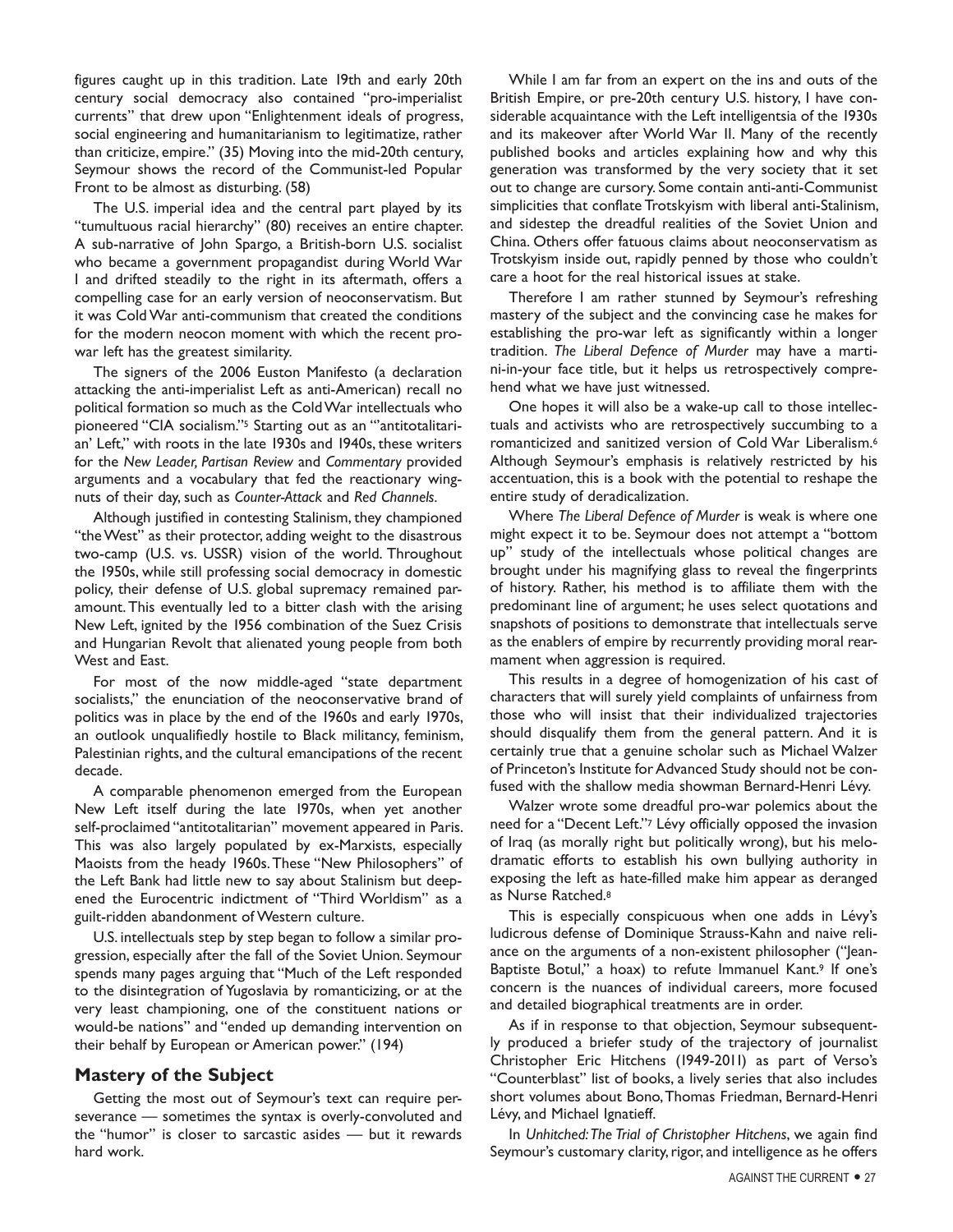figures caught up in this tradition. Late 19th and early 20th century social democracy also contained "pro-imperialist currents" that drew upon "Enlightenment ideals of progress, social engineering and humanitarianism to legitimatize, rather than criticize, empire." (35) Moving into the mid-20th century, Seymour shows the record of the Communist-led Popular Front to be almost as disturbing. (58)

The U.S. imperial idea and the central part played by its "tumultuous racial hierarchy" (80) receives an entire chapter. A sub-narrative of John Spargo, a British-born U.S. socialist who became a government propagandist during World War I and drifted steadily to the right in its aftermath, offers a compelling case for an early version of neoconservatism. But it was Cold War anti-communism that created the conditions for the modern neocon moment with which the recent pro-war left has the greatest similarity.

The signers of the 2006 Euston Manifesto (a declaration attacking the anti-imperialist Left as anti-American) recall no political formation so much as the Cold War intellectuals who pioneered "CIA socialism."[5] Starting out as an "'antitotalitarian' Left," with roots in the late 1930s and 1940s, these writers for the *New Leader, Partisan Review* and *Commentary* provided arguments and a vocabulary that fed the reactionary wingnuts of their day, such as *Counter-Attack* and *Red Channels*.

Although justified in contesting Stalinism, they championed "the West" as their protector, adding weight to the disastrous two-camp (U.S. vs. USSR) vision of the world. Throughout the 1950s, while still professing social democracy in domestic policy, their defense of U.S. global supremacy remained paramount. This eventually led to a bitter clash with the arising New Left, ignited by the 1956 combination of the Suez Crisis and Hungarian Revolt that alienated young people from both West and East.

For most of the now middle-aged "state department socialists," the enunciation of the neoconservative brand of politics was in place by the end of the 1960s and early 1970s, an outlook unqualifiedly hostile to Black militancy, feminism, Palestinian rights, and the cultural emancipations of the recent decade.

A comparable phenomenon emerged from the European New Left itself during the late 1970s, when yet another self-proclaimed "antitotalitarian" movement appeared in Paris. This was also largely populated by ex-Marxists, especially Maoists from the heady 1960s. These "New Philosophers" of the Left Bank had little new to say about Stalinism but deepened the Eurocentric indictment of "Third Worldism" as a guilt-ridden abandonment of Western culture.

U.S. intellectuals step by step began to follow a similar progression, especially after the fall of the Soviet Union. Seymour spends many pages arguing that "Much of the Left responded to the disintegration of Yugoslavia by romanticizing, or at the very least championing, one of the constituent nations or would-be nations" and "ended up demanding intervention on their behalf by European or American power." (194)

## Mastery of the Subject

Getting the most out of Seymour's text can require perseverance — sometimes the syntax is overly-convoluted and the "humor" is closer to sarcastic asides — but it rewards hard work.

While I am far from an expert on the ins and outs of the British Empire, or pre-20th century U.S. history, I have considerable acquaintance with the Left intelligentsia of the 1930s and its makeover after World War II. Many of the recently published books and articles explaining how and why this generation was transformed by the very society that it set out to change are cursory. Some contain anti-anti-Communist simplicities that conflate Trotskyism with liberal anti-Stalinism, and sidestep the dreadful realities of the Soviet Union and China. Others offer fatuous claims about neoconservatism as Trotskyism inside out, rapidly penned by those who couldn't care a hoot for the real historical issues at stake.

Therefore I am rather stunned by Seymour's refreshing mastery of the subject and the convincing case he makes for establishing the pro-war left as significantly within a longer tradition. *The Liberal Defence of Murder* may have a martini-in-your face title, but it helps us retrospectively comprehend what we have just witnessed.

One hopes it will also be a wake-up call to those intellectuals and activists who are retrospectively succumbing to a romanticized and sanitized version of Cold War Liberalism.[6] Although Seymour's emphasis is relatively restricted by his accentuation, this is a book with the potential to reshape the entire study of deradicalization.

Where *The Liberal Defence of Murder* is weak is where one might expect it to be. Seymour does not attempt a "bottom up" study of the intellectuals whose political changes are brought under his magnifying glass to reveal the fingerprints of history. Rather, his method is to affiliate them with the predominant line of argument; he uses select quotations and snapshots of positions to demonstrate that intellectuals serve as the enablers of empire by recurrently providing moral rearmament when aggression is required.

This results in a degree of homogenization of his cast of characters that will surely yield complaints of unfairness from those who will insist that their individualized trajectories should disqualify them from the general pattern. And it is certainly true that a genuine scholar such as Michael Walzer of Princeton's Institute for Advanced Study should not be confused with the shallow media showman Bernard-Henri Lévy.

Walzer wrote some dreadful pro-war polemics about the need for a "Decent Left."[7] Lévy officially opposed the invasion of Iraq (as morally right but politically wrong), but his melodramatic efforts to establish his own bullying authority in exposing the left as hate-filled make him appear as deranged as Nurse Ratched.[8]

This is especially conspicuous when one adds in Lévy's ludicrous defense of Dominique Strauss-Kahn and naive reliance on the arguments of a non-existent philosopher ("Jean-Baptiste Botul," a hoax) to refute Immanuel Kant.[9] If one's concern is the nuances of individual careers, more focused and detailed biographical treatments are in order.

As if in response to that objection, Seymour subsequently produced a briefer study of the trajectory of journalist Christopher Eric Hitchens (1949-2011) as part of Verso's "Counterblast" list of books, a lively series that also includes short volumes about Bono, Thomas Friedman, Bernard-Henri Lévy, and Michael Ignatieff.

In *Unhitched: The Trial of Christopher Hitchens*, we again find Seymour's customary clarity, rigor, and intelligence as he offers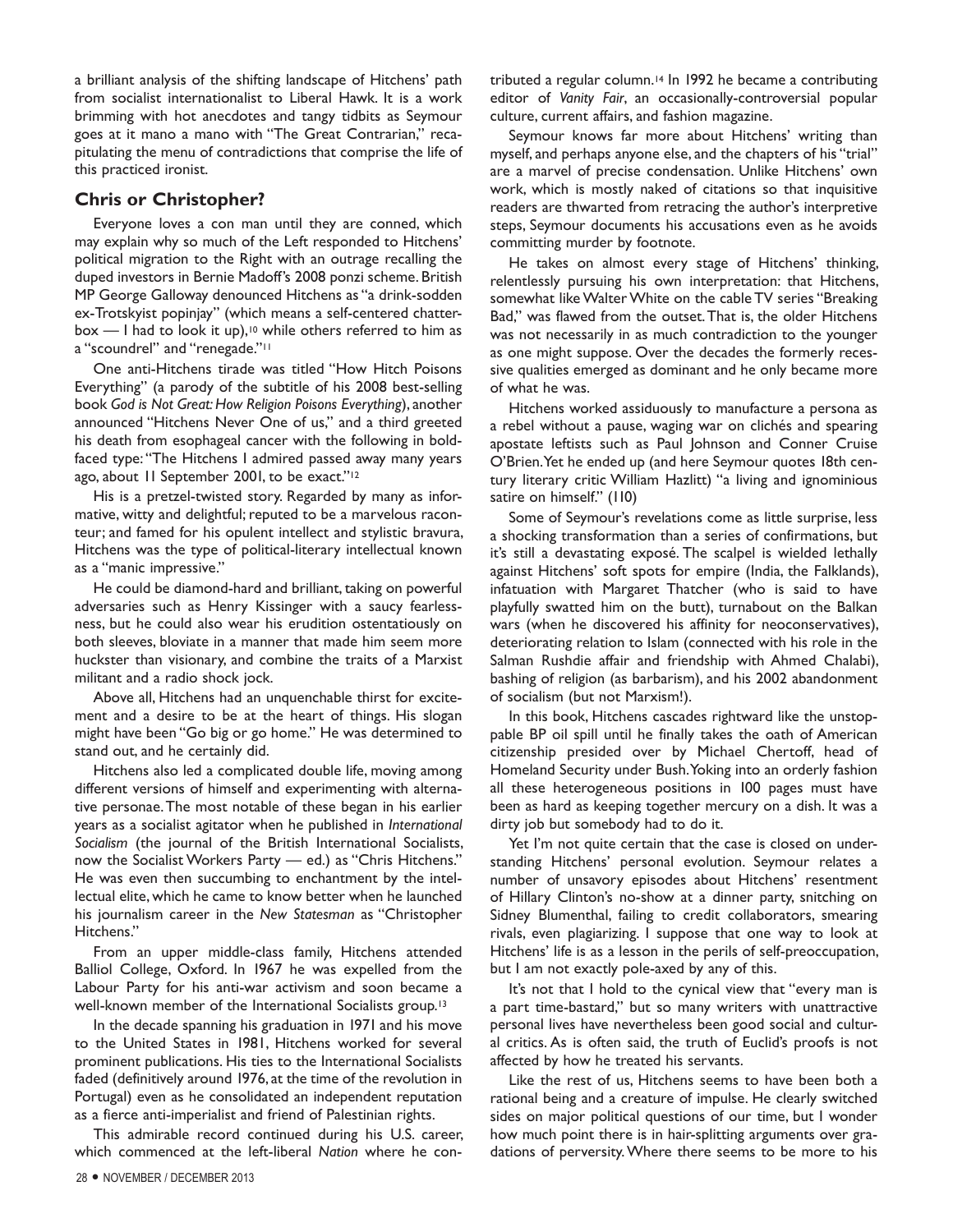a brilliant analysis of the shifting landscape of Hitchens' path from socialist internationalist to Liberal Hawk. It is a work brimming with hot anecdotes and tangy tidbits as Seymour goes at it mano a mano with "The Great Contrarian," recapitulating the menu of contradictions that comprise the life of this practiced ironist.

## Chris or Christopher?

Everyone loves a con man until they are conned, which may explain why so much of the Left responded to Hitchens' political migration to the Right with an outrage recalling the duped investors in Bernie Madoff's 2008 ponzi scheme. British MP George Galloway denounced Hitchens as "a drink-sodden ex-Trotskyist popinjay" (which means a self-centered chatterbox — I had to look it up),[10] while others referred to him as a "scoundrel" and "renegade."[11]

One anti-Hitchens tirade was titled "How Hitch Poisons Everything" (a parody of the subtitle of his 2008 best-selling book *God is Not Great: How Religion Poisons Everything*), another announced "Hitchens Never One of us," and a third greeted his death from esophageal cancer with the following in boldfaced type: "The Hitchens I admired passed away many years ago, about 11 September 2001, to be exact."[12]

His is a pretzel-twisted story. Regarded by many as informative, witty and delightful; reputed to be a marvelous raconteur; and famed for his opulent intellect and stylistic bravura, Hitchens was the type of political-literary intellectual known as a "manic impressive."

He could be diamond-hard and brilliant, taking on powerful adversaries such as Henry Kissinger with a saucy fearlessness, but he could also wear his erudition ostentatiously on both sleeves, bloviate in a manner that made him seem more huckster than visionary, and combine the traits of a Marxist militant and a radio shock jock.

Above all, Hitchens had an unquenchable thirst for excitement and a desire to be at the heart of things. His slogan might have been "Go big or go home." He was determined to stand out, and he certainly did.

Hitchens also led a complicated double life, moving among different versions of himself and experimenting with alternative personae. The most notable of these began in his earlier years as a socialist agitator when he published in *International Socialism* (the journal of the British International Socialists, now the Socialist Workers Party — ed.) as "Chris Hitchens." He was even then succumbing to enchantment by the intellectual elite, which he came to know better when he launched his journalism career in the *New Statesman* as "Christopher Hitchens."

From an upper middle-class family, Hitchens attended Balliol College, Oxford. In 1967 he was expelled from the Labour Party for his anti-war activism and soon became a well-known member of the International Socialists group.[13]

In the decade spanning his graduation in 1971 and his move to the United States in 1981, Hitchens worked for several prominent publications. His ties to the International Socialists faded (definitively around 1976, at the time of the revolution in Portugal) even as he consolidated an independent reputation as a fierce anti-imperialist and friend of Palestinian rights.

This admirable record continued during his U.S. career, which commenced at the left-liberal *Nation* where he contributed a regular column.[14] In 1992 he became a contributing editor of *Vanity Fair*, an occasionally-controversial popular culture, current affairs, and fashion magazine.

Seymour knows far more about Hitchens' writing than myself, and perhaps anyone else, and the chapters of his "trial" are a marvel of precise condensation. Unlike Hitchens' own work, which is mostly naked of citations so that inquisitive readers are thwarted from retracing the author's interpretive steps, Seymour documents his accusations even as he avoids committing murder by footnote.

He takes on almost every stage of Hitchens' thinking, relentlessly pursuing his own interpretation: that Hitchens, somewhat like Walter White on the cable TV series "Breaking Bad," was flawed from the outset. That is, the older Hitchens was not necessarily in as much contradiction to the younger as one might suppose. Over the decades the formerly recessive qualities emerged as dominant and he only became more of what he was.

Hitchens worked assiduously to manufacture a persona as a rebel without a pause, waging war on clichés and spearing apostate leftists such as Paul Johnson and Conner Cruise O'Brien. Yet he ended up (and here Seymour quotes 18th century literary critic William Hazlitt) "a living and ignominious satire on himself." (110)

Some of Seymour's revelations come as little surprise, less a shocking transformation than a series of confirmations, but it's still a devastating exposé. The scalpel is wielded lethally against Hitchens' soft spots for empire (India, the Falklands), infatuation with Margaret Thatcher (who is said to have playfully swatted him on the butt), turnabout on the Balkan wars (when he discovered his affinity for neoconservatives), deteriorating relation to Islam (connected with his role in the Salman Rushdie affair and friendship with Ahmed Chalabi), bashing of religion (as barbarism), and his 2002 abandonment of socialism (but not Marxism!).

In this book, Hitchens cascades rightward like the unstoppable BP oil spill until he finally takes the oath of American citizenship presided over by Michael Chertoff, head of Homeland Security under Bush. Yoking into an orderly fashion all these heterogeneous positions in 100 pages must have been as hard as keeping together mercury on a dish. It was a dirty job but somebody had to do it.

Yet I'm not quite certain that the case is closed on understanding Hitchens' personal evolution. Seymour relates a number of unsavory episodes about Hitchens' resentment of Hillary Clinton's no-show at a dinner party, snitching on Sidney Blumenthal, failing to credit collaborators, smearing rivals, even plagiarizing. I suppose that one way to look at Hitchens' life is as a lesson in the perils of self-preoccupation, but I am not exactly pole-axed by any of this.

It's not that I hold to the cynical view that "every man is a part time-bastard," but so many writers with unattractive personal lives have nevertheless been good social and cultural critics. As is often said, the truth of Euclid's proofs is not affected by how he treated his servants.

Like the rest of us, Hitchens seems to have been both a rational being and a creature of impulse. He clearly switched sides on major political questions of our time, but I wonder how much point there is in hair-splitting arguments over gradations of perversity. Where there seems to be more to his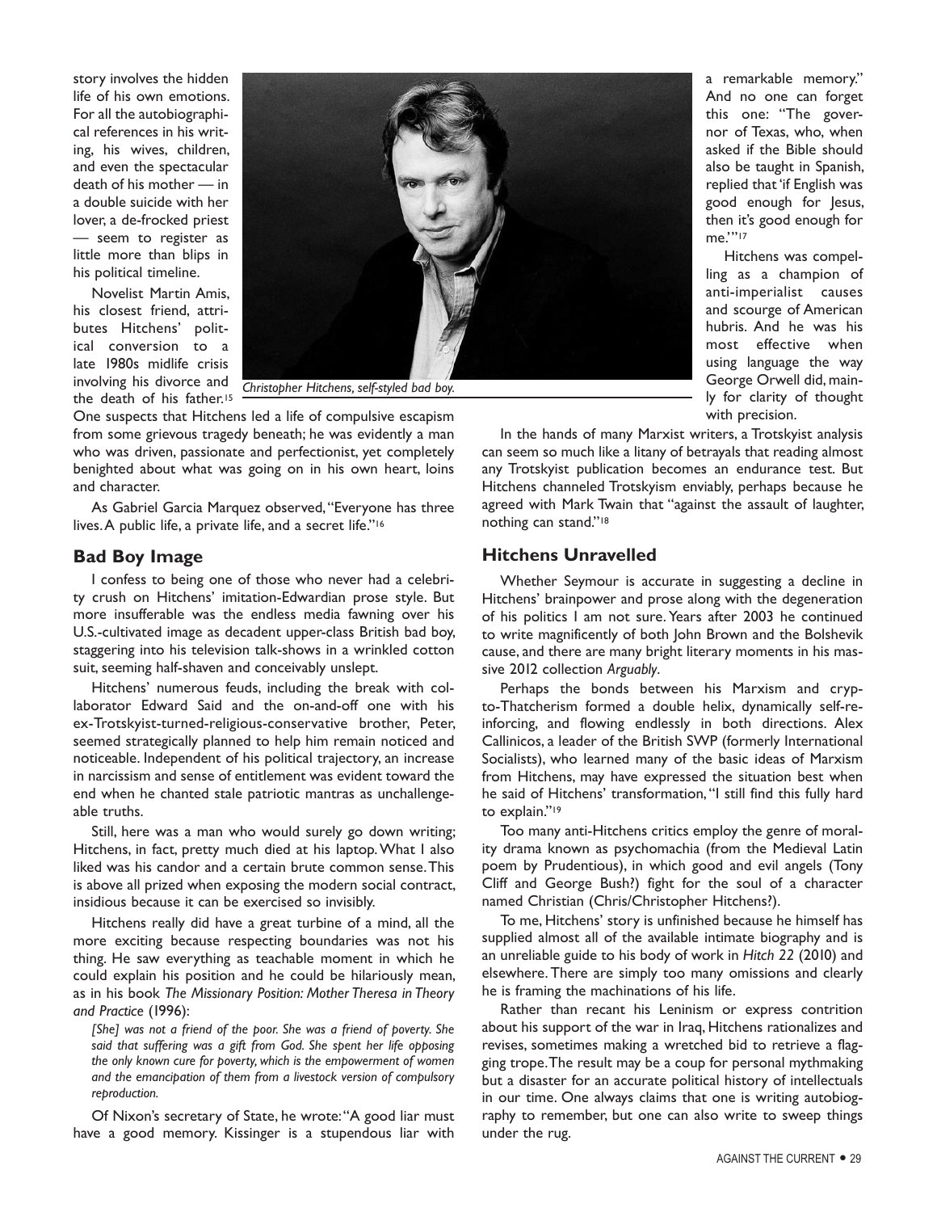story involves the hidden life of his own emotions. For all the autobiographical references in his writing, his wives, children, and even the spectacular death of his mother — in a double suicide with her lover, a de-frocked priest — seem to register as little more than blips in his political timeline.

Novelist Martin Amis, his closest friend, attributes Hitchens' political conversion to a late 1980s midlife crisis involving his divorce and the death of his father.[15] One suspects that Hitchens led a life of compulsive escapism from some grievous tragedy beneath; he was evidently a man who was driven, passionate and perfectionist, yet completely benighted about what was going on in his own heart, loins and character.

*Christopher Hitchens, self-styled bad boy.*

As Gabriel Garcia Marquez observed, "Everyone has three lives. A public life, a private life, and a secret life."[16]

## Bad Boy Image

I confess to being one of those who never had a celebrity crush on Hitchens' imitation-Edwardian prose style. But more insufferable was the endless media fawning over his U.S.-cultivated image as decadent upper-class British bad boy, staggering into his television talk-shows in a wrinkled cotton suit, seeming half-shaven and conceivably unslept.

Hitchens' numerous feuds, including the break with collaborator Edward Said and the on-and-off one with his ex-Trotskyist-turned-religious-conservative brother, Peter, seemed strategically planned to help him remain noticed and noticeable. Independent of his political trajectory, an increase in narcissism and sense of entitlement was evident toward the end when he chanted stale patriotic mantras as unchallengeable truths.

Still, here was a man who would surely go down writing; Hitchens, in fact, pretty much died at his laptop. What I also liked was his candor and a certain brute common sense. This is above all prized when exposing the modern social contract, insidious because it can be exercised so invisibly.

Hitchens really did have a great turbine of a mind, all the more exciting because respecting boundaries was not his thing. He saw everything as teachable moment in which he could explain his position and he could be hilariously mean, as in his book *The Missionary Position: Mother Theresa in Theory and Practice* (1996):

> *[She] was not a friend of the poor. She was a friend of poverty. She said that suffering was a gift from God. She spent her life opposing the only known cure for poverty, which is the empowerment of women and the emancipation of them from a livestock version of compulsory reproduction.*

Of Nixon's secretary of State, he wrote: "A good liar must have a good memory. Kissinger is a stupendous liar with a remarkable memory." And no one can forget this one: "The governor of Texas, who, when asked if the Bible should also be taught in Spanish, replied that 'if English was good enough for Jesus, then it's good enough for me.'"[17]

Hitchens was compelling as a champion of anti-imperialist causes and scourge of American hubris. And he was his most effective when using language the way George Orwell did, mainly for clarity of thought with precision.

In the hands of many Marxist writers, a Trotskyist analysis can seem so much like a litany of betrayals that reading almost any Trotskyist publication becomes an endurance test. But Hitchens channeled Trotskyism enviably, perhaps because he agreed with Mark Twain that "against the assault of laughter, nothing can stand."[18]

## Hitchens Unravelled

Whether Seymour is accurate in suggesting a decline in Hitchens' brainpower and prose along with the degeneration of his politics I am not sure. Years after 2003 he continued to write magnificently of both John Brown and the Bolshevik cause, and there are many bright literary moments in his massive 2012 collection *Arguably*.

Perhaps the bonds between his Marxism and crypto-Thatcherism formed a double helix, dynamically self-reinforcing, and flowing endlessly in both directions. Alex Callinicos, a leader of the British SWP (formerly International Socialists), who learned many of the basic ideas of Marxism from Hitchens, may have expressed the situation best when he said of Hitchens' transformation, "I still find this fully hard to explain."[19]

Too many anti-Hitchens critics employ the genre of morality drama known as psychomachia (from the Medieval Latin poem by Prudentious), in which good and evil angels (Tony Cliff and George Bush?) fight for the soul of a character named Christian (Chris/Christopher Hitchens?).

To me, Hitchens' story is unfinished because he himself has supplied almost all of the available intimate biography and is an unreliable guide to his body of work in *Hitch 22* (2010) and elsewhere. There are simply too many omissions and clearly he is framing the machinations of his life.

Rather than recant his Leninism or express contrition about his support of the war in Iraq, Hitchens rationalizes and revises, sometimes making a wretched bid to retrieve a flagging trope. The result may be a coup for personal mythmaking but a disaster for an accurate political history of intellectuals in our time. One always claims that one is writing autobiography to remember, but one can also write to sweep things under the rug.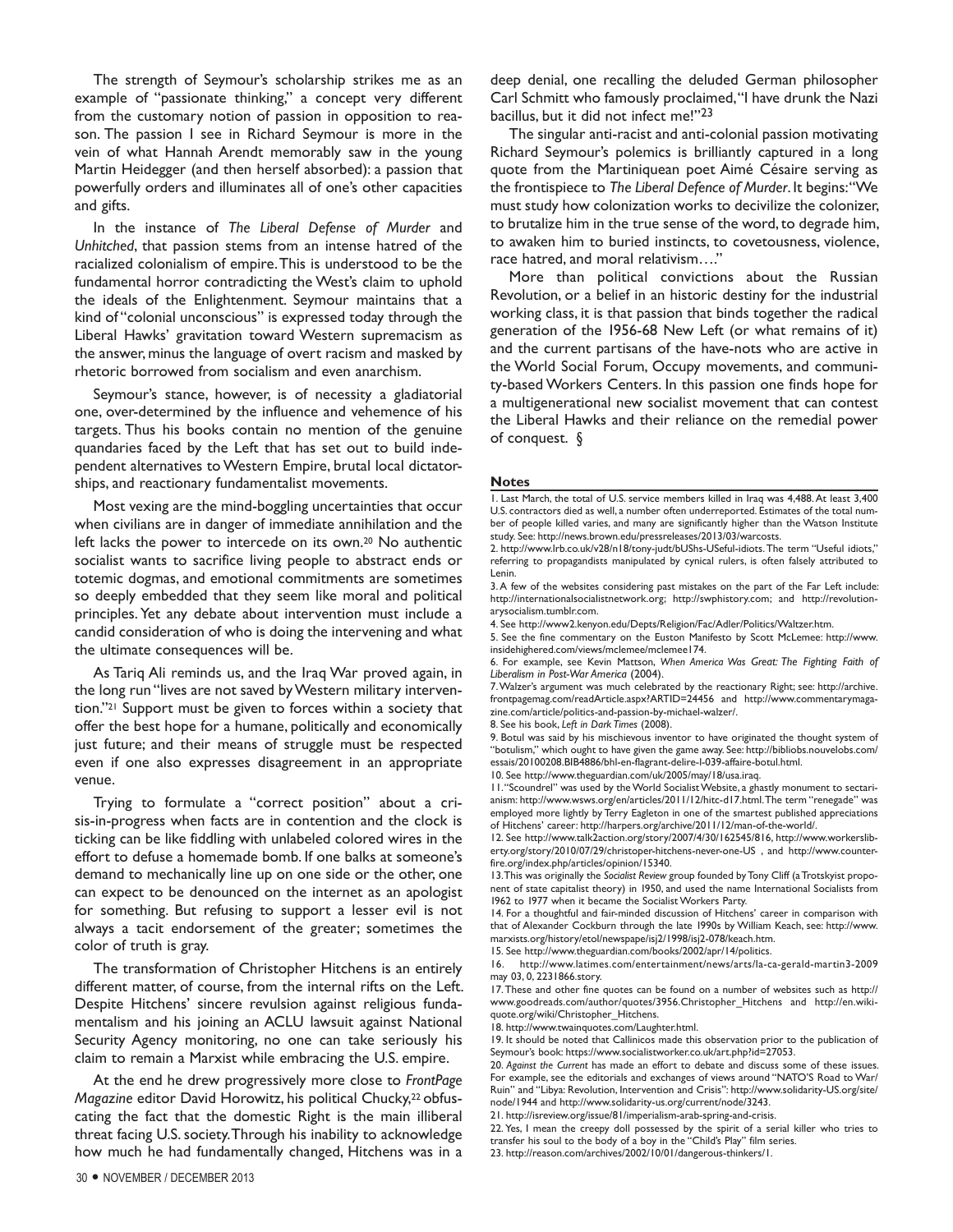The strength of Seymour's scholarship strikes me as an example of "passionate thinking," a concept very different from the customary notion of passion in opposition to reason. The passion I see in Richard Seymour is more in the vein of what Hannah Arendt memorably saw in the young Martin Heidegger (and then herself absorbed): a passion that powerfully orders and illuminates all of one's other capacities and gifts.

In the instance of *The Liberal Defense of Murder* and *Unhitched*, that passion stems from an intense hatred of the racialized colonialism of empire. This is understood to be the fundamental horror contradicting the West's claim to uphold the ideals of the Enlightenment. Seymour maintains that a kind of "colonial unconscious" is expressed today through the Liberal Hawks' gravitation toward Western supremacism as the answer, minus the language of overt racism and masked by rhetoric borrowed from socialism and even anarchism.

Seymour's stance, however, is of necessity a gladiatorial one, over-determined by the influence and vehemence of his targets. Thus his books contain no mention of the genuine quandaries faced by the Left that has set out to build independent alternatives to Western Empire, brutal local dictatorships, and reactionary fundamentalist movements.

Most vexing are the mind-boggling uncertainties that occur when civilians are in danger of immediate annihilation and the left lacks the power to intercede on its own.[20] No authentic socialist wants to sacrifice living people to abstract ends or totemic dogmas, and emotional commitments are sometimes so deeply embedded that they seem like moral and political principles. Yet any debate about intervention must include a candid consideration of who is doing the intervening and what the ultimate consequences will be.

As Tariq Ali reminds us, and the Iraq War proved again, in the long run "lives are not saved by Western military intervention."[21] Support must be given to forces within a society that offer the best hope for a humane, politically and economically just future; and their means of struggle must be respected even if one also expresses disagreement in an appropriate venue.

Trying to formulate a "correct position" about a crisis-in-progress when facts are in contention and the clock is ticking can be like fiddling with unlabeled colored wires in the effort to defuse a homemade bomb. If one balks at someone's demand to mechanically line up on one side or the other, one can expect to be denounced on the internet as an apologist for something. But refusing to support a lesser evil is not always a tacit endorsement of the greater; sometimes the color of truth is gray.

The transformation of Christopher Hitchens is an entirely different matter, of course, from the internal rifts on the Left. Despite Hitchens' sincere revulsion against religious fundamentalism and his joining an ACLU lawsuit against National Security Agency monitoring, no one can take seriously his claim to remain a Marxist while embracing the U.S. empire.

At the end he drew progressively more close to *FrontPage Magazine* editor David Horowitz, his political Chucky,[22] obfuscating the fact that the domestic Right is the main illiberal threat facing U.S. society. Through his inability to acknowledge how much he had fundamentally changed, Hitchens was in a deep denial, one recalling the deluded German philosopher Carl Schmitt who famously proclaimed, "I have drunk the Nazi bacillus, but it did not infect me!"[23]

The singular anti-racist and anti-colonial passion motivating Richard Seymour's polemics is brilliantly captured in a long quote from the Martiniquean poet Aimé Césaire serving as the frontispiece to *The Liberal Defence of Murder*. It begins: "We must study how colonization works to decivilize the colonizer, to brutalize him in the true sense of the word, to degrade him, to awaken him to buried instincts, to covetousness, violence, race hatred, and moral relativism…."

More than political convictions about the Russian Revolution, or a belief in an historic destiny for the industrial working class, it is that passion that binds together the radical generation of the 1956-68 New Left (or what remains of it) and the current partisans of the have-nots who are active in the World Social Forum, Occupy movements, and community-based Workers Centers. In this passion one finds hope for a multigenerational new socialist movement that can contest the Liberal Hawks and their reliance on the remedial power of conquest. §

## Notes

1. Last March, the total of U.S. service members killed in Iraq was 4,488. At least 3,400 U.S. contractors died as well, a number often underreported. Estimates of the total number of people killed varies, and many are significantly higher than the Watson Institute study. See: http://news.brown.edu/pressreleases/2013/03/warcosts.
2. http://www.lrb.co.uk/v28/n18/tony-judt/bUShs-USeful-idiots. The term "Useful idiots," referring to propagandists manipulated by cynical rulers, is often falsely attributed to Lenin.
3. A few of the websites considering past mistakes on the part of the Far Left include: http://internationalsocialistnetwork.org; http://swphistory.com; and http://revolutionarysocialism.tumblr.com.
4. See http://www2.kenyon.edu/Depts/Religion/Fac/Adler/Politics/Waltzer.htm.
5. See the fine commentary on the Euston Manifesto by Scott McLemee: http://www.insidehighered.com/views/mclemee/mclemee174.
6. For example, see Kevin Mattson, *When America Was Great: The Fighting Faith of Liberalism in Post-War America* (2004).
7. Walzer's argument was much celebrated by the reactionary Right; see: http://archive.frontpagemag.com/readArticle.aspx?ARTID=24456 and http://www.commentarymagazine.com/article/politics-and-passion-by-michael-walzer/.
8. See his book, *Left in Dark Times* (2008).
9. Botul was said by his mischievous inventor to have originated the thought system of "botulism," which ought to have given the game away. See: http://bibliobs.nouvelobs.com/essais/20100208.BIB4886/bhl-en-flagrant-delire-l-039-affaire-botul.html.
10. See http://www.theguardian.com/uk/2005/may/18/usa.iraq.
11. "Scoundrel" was used by the World Socialist Website, a ghastly monument to sectarianism: http://www.wsws.org/en/articles/2011/12/hitc-d17.html. The term "renegade" was employed more lightly by Terry Eagleton in one of the smartest published appreciations of Hitchens' career: http://harpers.org/archive/2011/12/man-of-the-world/.
12. See http://www.talk2action.org/story/2007/4/30/162545/816, http://www.workersliberty.org/story/2010/07/29/christoper-hitchens-never-one-US , and http://www.counterfire.org/index.php/articles/opinion/15340.
13. This was originally the *Socialist Review* group founded by Tony Cliff (a Trotskyist proponent of state capitalist theory) in 1950, and used the name International Socialists from 1962 to 1977 when it became the Socialist Workers Party.
14. For a thoughtful and fair-minded discussion of Hitchens' career in comparison with that of Alexander Cockburn through the late 1990s by William Keach, see: http://www.marxists.org/history/etol/newspape/isj2/1998/isj2-078/keach.htm.
15. See http://www.theguardian.com/books/2002/apr/14/politics.
16. http://www.latimes.com/entertainment/news/arts/la-ca-gerald-martin3-2009 may 03, 0, 2231866.story.
17. These and other fine quotes can be found on a number of websites such as http://www.goodreads.com/author/quotes/3956.Christopher_Hitchens and http://en.wikiquote.org/wiki/Christopher_Hitchens.
18. http://www.twainquotes.com/Laughter.html.
19. It should be noted that Callinicos made this observation prior to the publication of Seymour's book: https://www.socialistworker.co.uk/art.php?id=27053.
20. *Against the Current* has made an effort to debate and discuss some of these issues. For example, see the editorials and exchanges of views around "NATO'S Road to War/Ruin" and "Libya: Revolution, Intervention and Crisis": http://www.solidarity-US.org/site/node/1944 and http://www.solidarity-us.org/current/node/3243.
21. http://isreview.org/issue/81/imperialism-arab-spring-and-crisis.
22. Yes, I mean the creepy doll possessed by the spirit of a serial killer who tries to transfer his soul to the body of a boy in the "Child's Play" film series.
23. http://reason.com/archives/2002/10/01/dangerous-thinkers/1.